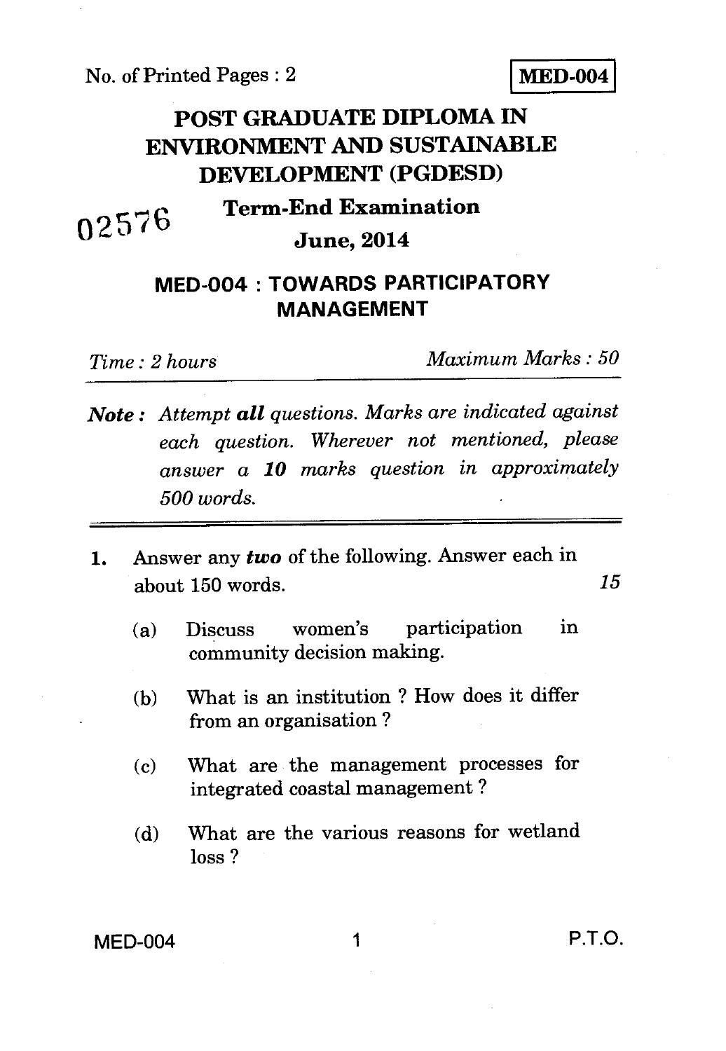No. of Printed Pages : 2

**MED-004**

# POST GRADUATE DIPLOMA IN ENVIRONMENT AND SUSTAINABLE DEVELOPMENT (PGDESD)

02576

## Term-End Examination

## June, 2014

## MED-004 : TOWARDS PARTICIPATORY MANAGEMENT

*Time : 2 hours* *Maximum Marks : 50*

***Note :*** *Attempt **all** questions. Marks are indicated against each question. Wherever not mentioned, please answer a **10** marks question in approximately 500 words.*

1. Answer any ***two*** of the following. Answer each in about 150 words. 15

   (a) Discuss women's participation in community decision making.

   (b) What is an institution ? How does it differ from an organisation ?

   (c) What are the management processes for integrated coastal management ?

   (d) What are the various reasons for wetland loss ?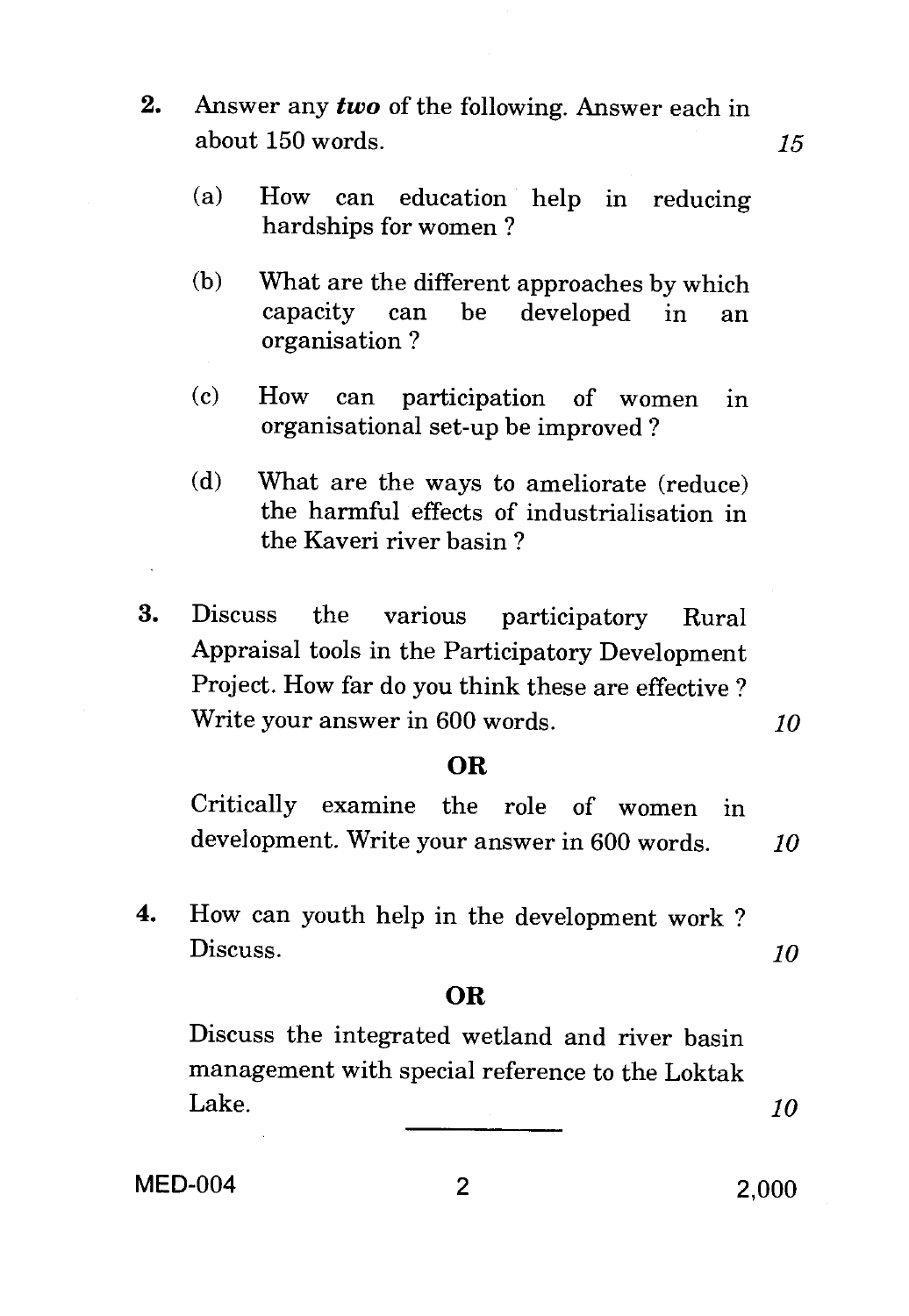2. Answer any ***two*** of the following. Answer each in about 150 words. *15*

   (a) How can education help in reducing hardships for women ?

   (b) What are the different approaches by which capacity can be developed in an organisation ?

   (c) How can participation of women in organisational set-up be improved ?

   (d) What are the ways to ameliorate (reduce) the harmful effects of industrialisation in the Kaveri river basin ?

3. Discuss the various participatory Rural Appraisal tools in the Participatory Development Project. How far do you think these are effective ? Write your answer in 600 words. *10*

   **OR**

   Critically examine the role of women in development. Write your answer in 600 words. *10*

4. How can youth help in the development work ? Discuss. *10*

   **OR**

   Discuss the integrated wetland and river basin management with special reference to the Loktak Lake. *10*

MED-004 2,000